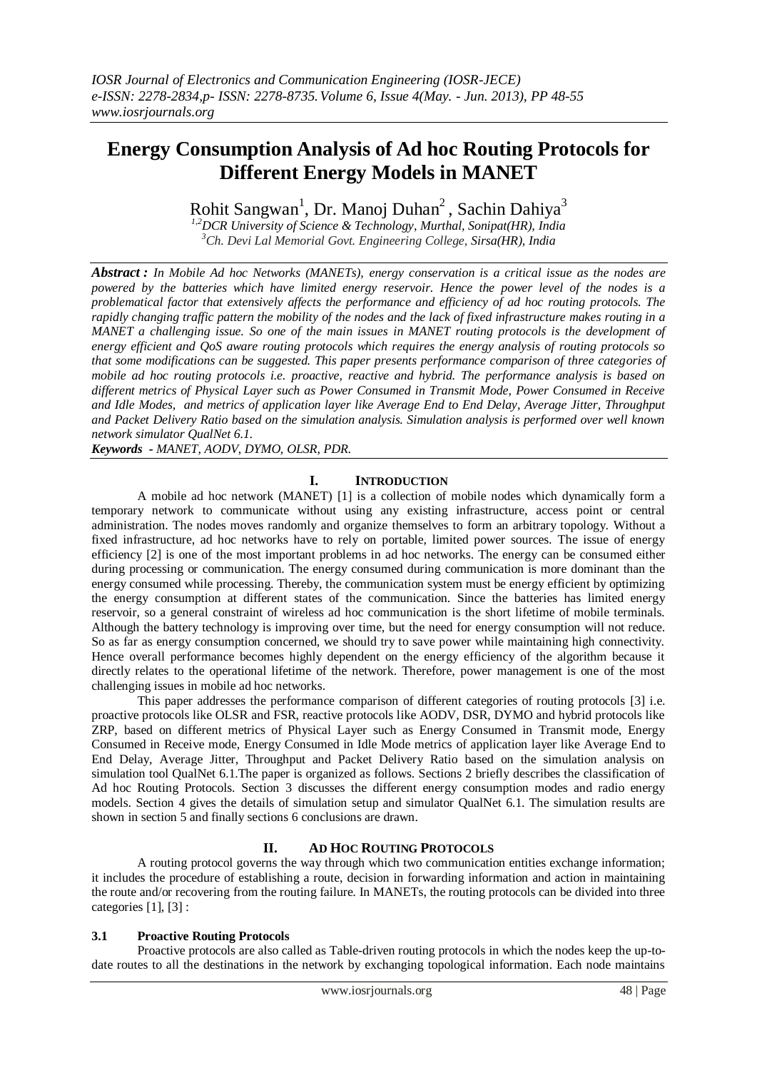# Energy Consumption Analysis of Ad hoc Routing Protocols for Different Energy Models in MANET

Rohit Sangwan[1], Dr. Manoj Duhan[2], Sachin Dahiya[3]

[1,2]*DCR University of Science & Technology, Murthal, Sonipat(HR), India*
[3]*Ch. Devi Lal Memorial Govt. Engineering College, Sirsa(HR), India*

***Abstract :*** *In Mobile Ad hoc Networks (MANETs), energy conservation is a critical issue as the nodes are powered by the batteries which have limited energy reservoir. Hence the power level of the nodes is a problematical factor that extensively affects the performance and efficiency of ad hoc routing protocols. The rapidly changing traffic pattern the mobility of the nodes and the lack of fixed infrastructure makes routing in a MANET a challenging issue. So one of the main issues in MANET routing protocols is the development of energy efficient and QoS aware routing protocols which requires the energy analysis of routing protocols so that some modifications can be suggested. This paper presents performance comparison of three categories of mobile ad hoc routing protocols i.e. proactive, reactive and hybrid. The performance analysis is based on different metrics of Physical Layer such as Power Consumed in Transmit Mode, Power Consumed in Receive and Idle Modes, and metrics of application layer like Average End to End Delay, Average Jitter, Throughput and Packet Delivery Ratio based on the simulation analysis. Simulation analysis is performed over well known network simulator QualNet 6.1.*

***Keywords*** *- MANET, AODV, DYMO, OLSR, PDR.*

## I. INTRODUCTION

A mobile ad hoc network (MANET) [1] is a collection of mobile nodes which dynamically form a temporary network to communicate without using any existing infrastructure, access point or central administration. The nodes moves randomly and organize themselves to form an arbitrary topology. Without a fixed infrastructure, ad hoc networks have to rely on portable, limited power sources. The issue of energy efficiency [2] is one of the most important problems in ad hoc networks. The energy can be consumed either during processing or communication. The energy consumed during communication is more dominant than the energy consumed while processing. Thereby, the communication system must be energy efficient by optimizing the energy consumption at different states of the communication. Since the batteries has limited energy reservoir, so a general constraint of wireless ad hoc communication is the short lifetime of mobile terminals. Although the battery technology is improving over time, but the need for energy consumption will not reduce. So as far as energy consumption concerned, we should try to save power while maintaining high connectivity. Hence overall performance becomes highly dependent on the energy efficiency of the algorithm because it directly relates to the operational lifetime of the network. Therefore, power management is one of the most challenging issues in mobile ad hoc networks.

This paper addresses the performance comparison of different categories of routing protocols [3] i.e. proactive protocols like OLSR and FSR, reactive protocols like AODV, DSR, DYMO and hybrid protocols like ZRP, based on different metrics of Physical Layer such as Energy Consumed in Transmit mode, Energy Consumed in Receive mode, Energy Consumed in Idle Mode metrics of application layer like Average End to End Delay, Average Jitter, Throughput and Packet Delivery Ratio based on the simulation analysis on simulation tool QualNet 6.1.The paper is organized as follows. Sections 2 briefly describes the classification of Ad hoc Routing Protocols. Section 3 discusses the different energy consumption modes and radio energy models. Section 4 gives the details of simulation setup and simulator QualNet 6.1. The simulation results are shown in section 5 and finally sections 6 conclusions are drawn.

## II. AD HOC ROUTING PROTOCOLS

A routing protocol governs the way through which two communication entities exchange information; it includes the procedure of establishing a route, decision in forwarding information and action in maintaining the route and/or recovering from the routing failure. In MANETs, the routing protocols can be divided into three categories [1], [3] :

### 3.1 Proactive Routing Protocols

Proactive protocols are also called as Table-driven routing protocols in which the nodes keep the up-to-date routes to all the destinations in the network by exchanging topological information. Each node maintains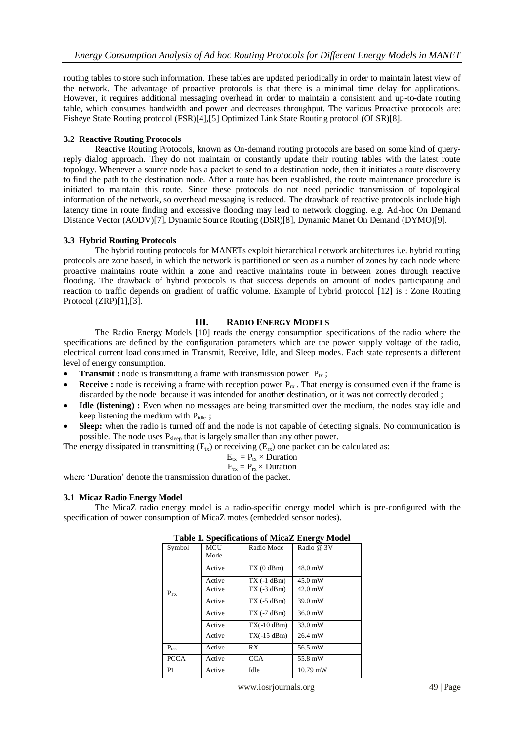routing tables to store such information. These tables are updated periodically in order to maintain latest view of the network. The advantage of proactive protocols is that there is a minimal time delay for applications. However, it requires additional messaging overhead in order to maintain a consistent and up-to-date routing table, which consumes bandwidth and power and decreases throughput. The various Proactive protocols are: Fisheye State Routing protocol (FSR)[4],[5] Optimized Link State Routing protocol (OLSR)[8].

### 3.2 Reactive Routing Protocols

Reactive Routing Protocols, known as On-demand routing protocols are based on some kind of query-reply dialog approach. They do not maintain or constantly update their routing tables with the latest route topology. Whenever a source node has a packet to send to a destination node, then it initiates a route discovery to find the path to the destination node. After a route has been established, the route maintenance procedure is initiated to maintain this route. Since these protocols do not need periodic transmission of topological information of the network, so overhead messaging is reduced. The drawback of reactive protocols include high latency time in route finding and excessive flooding may lead to network clogging. e.g. Ad-hoc On Demand Distance Vector (AODV)[7], Dynamic Source Routing (DSR)[8], Dynamic Manet On Demand (DYMO)[9].

### 3.3 Hybrid Routing Protocols

The hybrid routing protocols for MANETs exploit hierarchical network architectures i.e. hybrid routing protocols are zone based, in which the network is partitioned or seen as a number of zones by each node where proactive maintains route within a zone and reactive maintains route in between zones through reactive flooding. The drawback of hybrid protocols is that success depends on amount of nodes participating and reaction to traffic depends on gradient of traffic volume. Example of hybrid protocol [12] is : Zone Routing Protocol (ZRP)[1],[3].

## III. RADIO ENERGY MODELS

The Radio Energy Models [10] reads the energy consumption specifications of the radio where the specifications are defined by the configuration parameters which are the power supply voltage of the radio, electrical current load consumed in Transmit, Receive, Idle, and Sleep modes. Each state represents a different level of energy consumption.

- **Transmit :** node is transmitting a frame with transmission power $P_{tx}$ ;
- **Receive :** node is receiving a frame with reception power $P_{rx}$ . That energy is consumed even if the frame is discarded by the node because it was intended for another destination, or it was not correctly decoded ;
- **Idle (listening) :** Even when no messages are being transmitted over the medium, the nodes stay idle and keep listening the medium with $P_{idle}$ ;
- **Sleep:** when the radio is turned off and the node is not capable of detecting signals. No communication is possible. The node uses $P_{sleep}$ that is largely smaller than any other power.

The energy dissipated in transmitting ($E_{tx}$) or receiving ($E_{rx}$) one packet can be calculated as:

$$E_{tx} = P_{tx} \times \text{Duration}$$

$$E_{rx} = P_{rx} \times \text{Duration}$$

where 'Duration' denote the transmission duration of the packet.

### 3.1 Micaz Radio Energy Model

The MicaZ radio energy model is a radio-specific energy model which is pre-configured with the specification of power consumption of MicaZ motes (embedded sensor nodes).

**Table 1. Specifications of MicaZ Energy Model**

| Symbol | MCU Mode | Radio Mode | Radio @ 3V |
|---|---|---|---|
| $P_{TX}$ | Active | TX (0 dBm) | 48.0 mW |
| | Active | TX (-1 dBm) | 45.0 mW |
| | Active | TX (-3 dBm) | 42.0 mW |
| | Active | TX (-5 dBm) | 39.0 mW |
| | Active | TX (-7 dBm) | 36.0 mW |
| | Active | TX(-10 dBm) | 33.0 mW |
| | Active | TX(-15 dBm) | 26.4 mW |
| $P_{RX}$ | Active | RX | 56.5 mW |
| PCCA | Active | CCA | 55.8 mW |
| P1 | Active | Idle | 10.79 mW |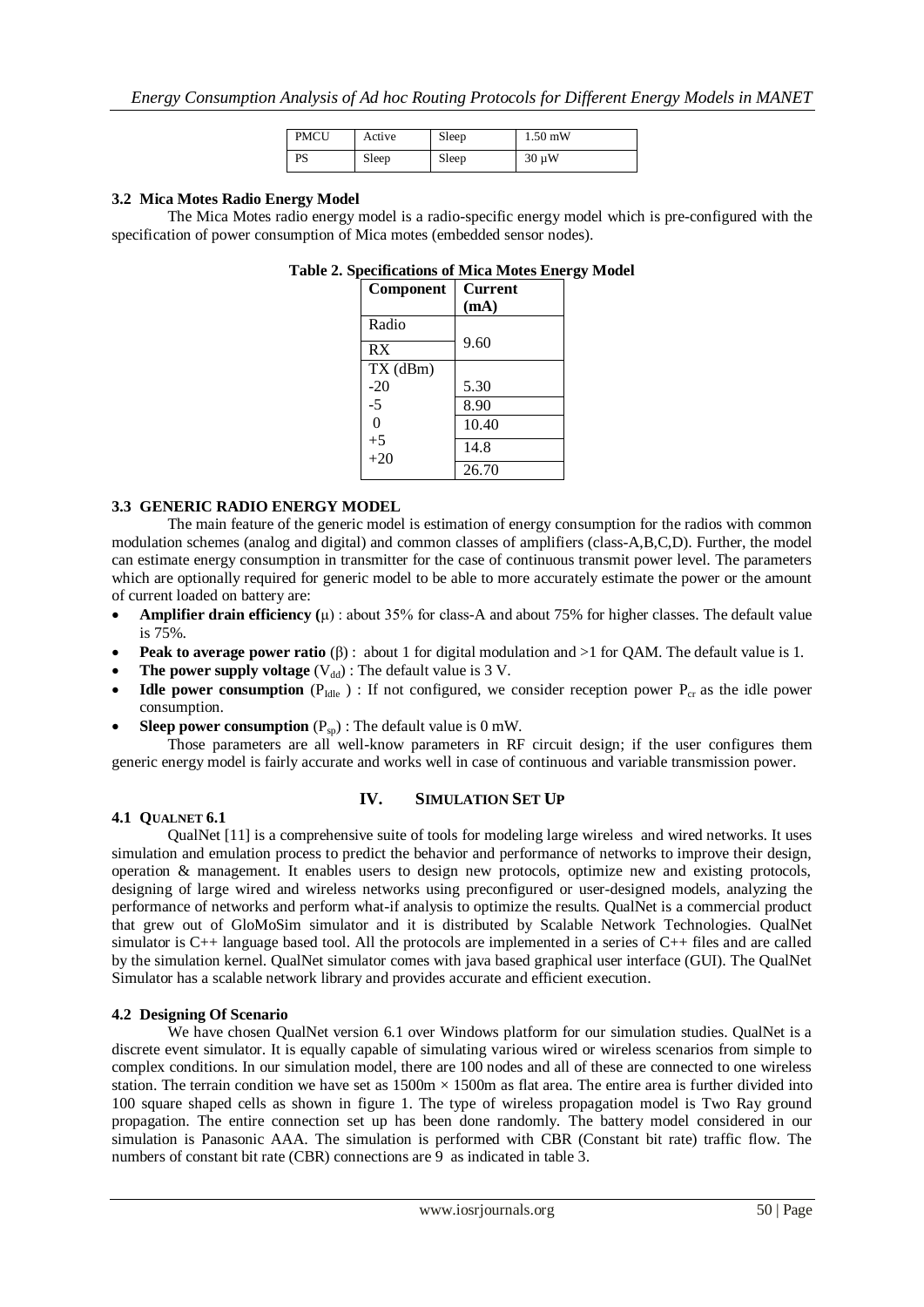| PMCU | Active | Sleep | 1.50 mW |
|---|---|---|---|
| PS | Sleep | Sleep | 30 μW |

### 3.2 Mica Motes Radio Energy Model

The Mica Motes radio energy model is a radio-specific energy model which is pre-configured with the specification of power consumption of Mica motes (embedded sensor nodes).

**Table 2. Specifications of Mica Motes Energy Model**

| Component | Current (mA) |
|---|---|
| Radio | |
| RX | 9.60 |
| TX (dBm) | |
| -20 | 5.30 |
| -5 | 8.90 |
| 0 | 10.40 |
| +5 | 14.8 |
| +20 | 26.70 |

### 3.3 GENERIC RADIO ENERGY MODEL

The main feature of the generic model is estimation of energy consumption for the radios with common modulation schemes (analog and digital) and common classes of amplifiers (class-A,B,C,D). Further, the model can estimate energy consumption in transmitter for the case of continuous transmit power level. The parameters which are optionally required for generic model to be able to more accurately estimate the power or the amount of current loaded on battery are:

- **Amplifier drain efficiency (**μ) : about 35% for class-A and about 75% for higher classes. The default value is 75%.
- **Peak to average power ratio** (β) : about 1 for digital modulation and >1 for QAM. The default value is 1.
- **The power supply voltage** ($V_{dd}$) : The default value is 3 V.
- **Idle power consumption** ($P_{Idle}$ ) : If not configured, we consider reception power $P_{cr}$ as the idle power consumption.
- **Sleep power consumption** ($P_{sp}$) : The default value is 0 mW.

Those parameters are all well-know parameters in RF circuit design; if the user configures them generic energy model is fairly accurate and works well in case of continuous and variable transmission power.

## IV. SIMULATION SET UP

### 4.1 QUALNET 6.1

QualNet [11] is a comprehensive suite of tools for modeling large wireless and wired networks. It uses simulation and emulation process to predict the behavior and performance of networks to improve their design, operation & management. It enables users to design new protocols, optimize new and existing protocols, designing of large wired and wireless networks using preconfigured or user-designed models, analyzing the performance of networks and perform what-if analysis to optimize the results. QualNet is a commercial product that grew out of GloMoSim simulator and it is distributed by Scalable Network Technologies. QualNet simulator is C++ language based tool. All the protocols are implemented in a series of C++ files and are called by the simulation kernel. QualNet simulator comes with java based graphical user interface (GUI). The QualNet Simulator has a scalable network library and provides accurate and efficient execution.

### 4.2 Designing Of Scenario

We have chosen QualNet version 6.1 over Windows platform for our simulation studies. QualNet is a discrete event simulator. It is equally capable of simulating various wired or wireless scenarios from simple to complex conditions. In our simulation model, there are 100 nodes and all of these are connected to one wireless station. The terrain condition we have set as 1500m × 1500m as flat area. The entire area is further divided into 100 square shaped cells as shown in figure 1. The type of wireless propagation model is Two Ray ground propagation. The entire connection set up has been done randomly. The battery model considered in our simulation is Panasonic AAA. The simulation is performed with CBR (Constant bit rate) traffic flow. The numbers of constant bit rate (CBR) connections are 9 as indicated in table 3.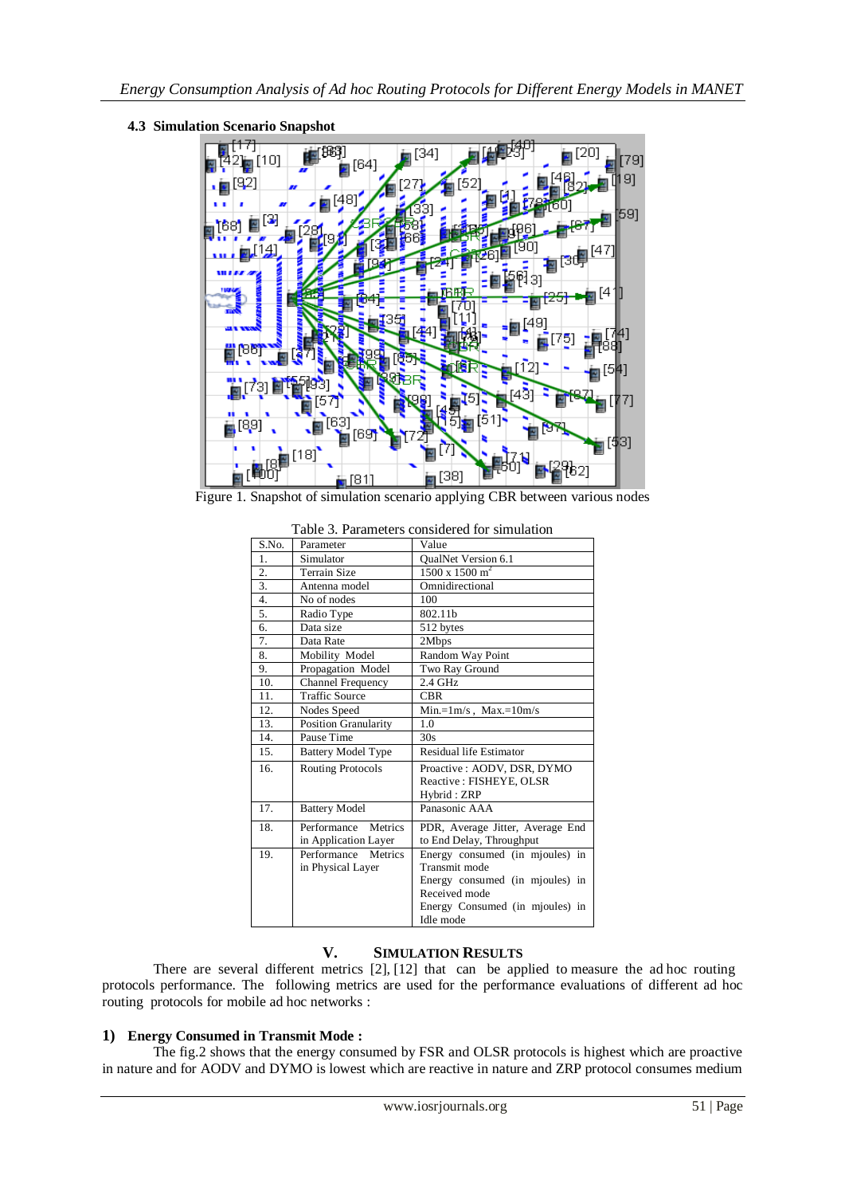### 4.3 Simulation Scenario Snapshot

Figure 1. Snapshot of simulation scenario applying CBR between various nodes

Table 3. Parameters considered for simulation

| S.No. | Parameter | Value |
|---|---|---|
| 1. | Simulator | QualNet Version 6.1 |
| 2. | Terrain Size | 1500 x 1500 $m^2$ |
| 3. | Antenna model | Omnidirectional |
| 4. | No of nodes | 100 |
| 5. | Radio Type | 802.11b |
| 6. | Data size | 512 bytes |
| 7. | Data Rate | 2Mbps |
| 8. | Mobility Model | Random Way Point |
| 9. | Propagation Model | Two Ray Ground |
| 10. | Channel Frequency | 2.4 GHz |
| 11. | Traffic Source | CBR |
| 12. | Nodes Speed | Min.=1m/s , Max.=10m/s |
| 13. | Position Granularity | 1.0 |
| 14. | Pause Time | 30s |
| 15. | Battery Model Type | Residual life Estimator |
| 16. | Routing Protocols | Proactive : AODV, DSR, DYMO<br>Reactive : FISHEYE, OLSR<br>Hybrid : ZRP |
| 17. | Battery Model | Panasonic AAA |
| 18. | Performance Metrics in Application Layer | PDR, Average Jitter, Average End to End Delay, Throughput |
| 19. | Performance Metrics in Physical Layer | Energy consumed (in mjoules) in Transmit mode<br>Energy consumed (in mjoules) in Received mode<br>Energy Consumed (in mjoules) in Idle mode |

## V. SIMULATION RESULTS

There are several different metrics [2], [12] that can be applied to measure the ad hoc routing protocols performance. The following metrics are used for the performance evaluations of different ad hoc routing protocols for mobile ad hoc networks :

### 1) Energy Consumed in Transmit Mode :

The fig.2 shows that the energy consumed by FSR and OLSR protocols is highest which are proactive in nature and for AODV and DYMO is lowest which are reactive in nature and ZRP protocol consumes medium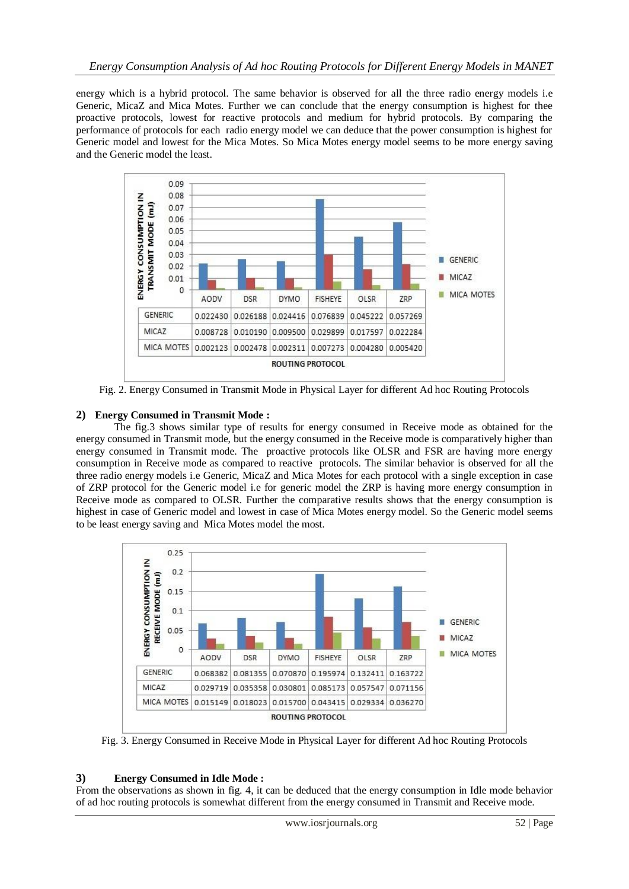energy which is a hybrid protocol. The same behavior is observed for all the three radio energy models i.e Generic, MicaZ and Mica Motes. Further we can conclude that the energy consumption is highest for thee proactive protocols, lowest for reactive protocols and medium for hybrid protocols. By comparing the performance of protocols for each radio energy model we can deduce that the power consumption is highest for Generic model and lowest for the Mica Motes. So Mica Motes energy model seems to be more energy saving and the Generic model the least.

| | AODV | DSR | DYMO | FISHEYE | OLSR | ZRP |
|---|---|---|---|---|---|---|
| GENERIC | 0.022430 | 0.026188 | 0.024416 | 0.076839 | 0.045222 | 0.057269 |
| MICAZ | 0.008728 | 0.010190 | 0.009500 | 0.029899 | 0.017597 | 0.022284 |
| MICA MOTES | 0.002123 | 0.002478 | 0.002311 | 0.007273 | 0.004280 | 0.005420 |

Fig. 2. Energy Consumed in Transmit Mode in Physical Layer for different Ad hoc Routing Protocols

### 2) Energy Consumed in Transmit Mode :

The fig.3 shows similar type of results for energy consumed in Receive mode as obtained for the energy consumed in Transmit mode, but the energy consumed in the Receive mode is comparatively higher than energy consumed in Transmit mode. The proactive protocols like OLSR and FSR are having more energy consumption in Receive mode as compared to reactive protocols. The similar behavior is observed for all the three radio energy models i.e Generic, MicaZ and Mica Motes for each protocol with a single exception in case of ZRP protocol for the Generic model i.e for generic model the ZRP is having more energy consumption in Receive mode as compared to OLSR. Further the comparative results shows that the energy consumption is highest in case of Generic model and lowest in case of Mica Motes energy model. So the Generic model seems to be least energy saving and Mica Motes model the most.

| | AODV | DSR | DYMO | FISHEYE | OLSR | ZRP |
|---|---|---|---|---|---|---|
| GENERIC | 0.068382 | 0.081355 | 0.070870 | 0.195974 | 0.132411 | 0.163722 |
| MICAZ | 0.029719 | 0.035358 | 0.030801 | 0.085173 | 0.057547 | 0.071156 |
| MICA MOTES | 0.015149 | 0.018023 | 0.015700 | 0.043415 | 0.029334 | 0.036270 |

Fig. 3. Energy Consumed in Receive Mode in Physical Layer for different Ad hoc Routing Protocols

### 3) Energy Consumed in Idle Mode :

From the observations as shown in fig. 4, it can be deduced that the energy consumption in Idle mode behavior of ad hoc routing protocols is somewhat different from the energy consumed in Transmit and Receive mode.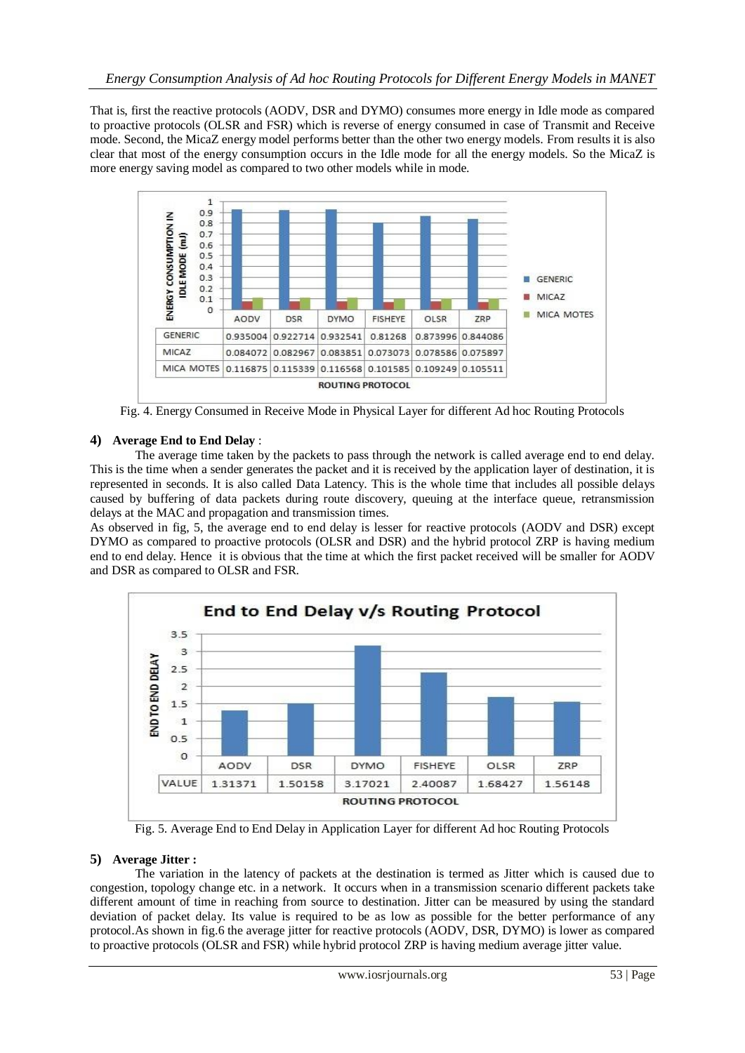That is, first the reactive protocols (AODV, DSR and DYMO) consumes more energy in Idle mode as compared to proactive protocols (OLSR and FSR) which is reverse of energy consumed in case of Transmit and Receive mode. Second, the MicaZ energy model performs better than the other two energy models. From results it is also clear that most of the energy consumption occurs in the Idle mode for all the energy models. So the MicaZ is more energy saving model as compared to two other models while in mode.

| | AODV | DSR | DYMO | FISHEYE | OLSR | ZRP |
|---|---|---|---|---|---|---|
| GENERIC | 0.935004 | 0.922714 | 0.932541 | 0.81268 | 0.873996 | 0.844086 |
| MICAZ | 0.084072 | 0.082967 | 0.083851 | 0.073073 | 0.078586 | 0.075897 |
| MICA MOTES | 0.116875 | 0.115339 | 0.116568 | 0.101585 | 0.109249 | 0.105511 |

Fig. 4. Energy Consumed in Receive Mode in Physical Layer for different Ad hoc Routing Protocols

### 4) Average End to End Delay :

The average time taken by the packets to pass through the network is called average end to end delay. This is the time when a sender generates the packet and it is received by the application layer of destination, it is represented in seconds. It is also called Data Latency. This is the whole time that includes all possible delays caused by buffering of data packets during route discovery, queuing at the interface queue, retransmission delays at the MAC and propagation and transmission times.

As observed in fig, 5, the average end to end delay is lesser for reactive protocols (AODV and DSR) except DYMO as compared to proactive protocols (OLSR and DSR) and the hybrid protocol ZRP is having medium end to end delay. Hence it is obvious that the time at which the first packet received will be smaller for AODV and DSR as compared to OLSR and FSR.

**End to End Delay v/s Routing Protocol**

| | AODV | DSR | DYMO | FISHEYE | OLSR | ZRP |
|---|---|---|---|---|---|---|
| VALUE | 1.31371 | 1.50158 | 3.17021 | 2.40087 | 1.68427 | 1.56148 |

Fig. 5. Average End to End Delay in Application Layer for different Ad hoc Routing Protocols

### 5) Average Jitter :

The variation in the latency of packets at the destination is termed as Jitter which is caused due to congestion, topology change etc. in a network. It occurs when in a transmission scenario different packets take different amount of time in reaching from source to destination. Jitter can be measured by using the standard deviation of packet delay. Its value is required to be as low as possible for the better performance of any protocol.As shown in fig.6 the average jitter for reactive protocols (AODV, DSR, DYMO) is lower as compared to proactive protocols (OLSR and FSR) while hybrid protocol ZRP is having medium average jitter value.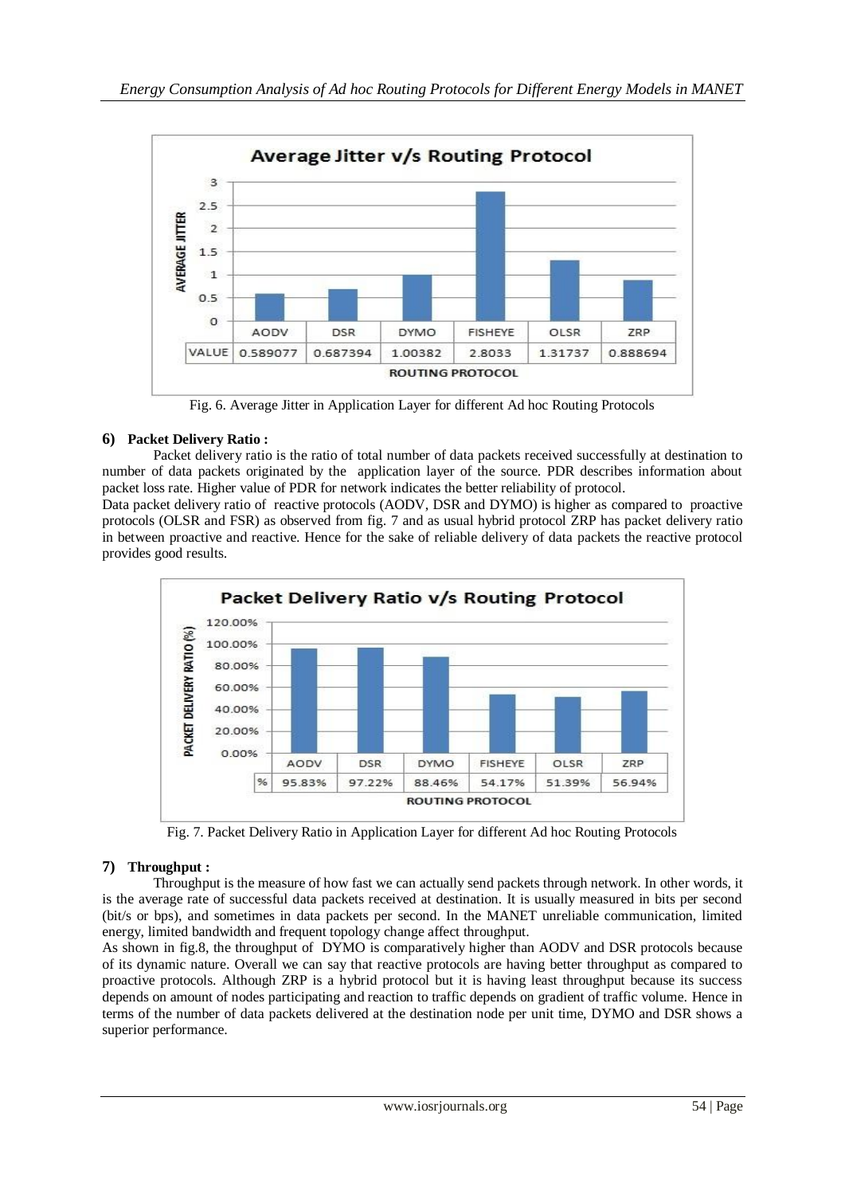| | AODV | DSR | DYMO | FISHEYE | OLSR | ZRP |
|---|---|---|---|---|---|---|
| VALUE | 0.589077 | 0.687394 | 1.00382 | 2.8033 | 1.31737 | 0.888694 |

Fig. 6. Average Jitter in Application Layer for different Ad hoc Routing Protocols

### 6) Packet Delivery Ratio :

Packet delivery ratio is the ratio of total number of data packets received successfully at destination to number of data packets originated by the application layer of the source. PDR describes information about packet loss rate. Higher value of PDR for network indicates the better reliability of protocol.

Data packet delivery ratio of reactive protocols (AODV, DSR and DYMO) is higher as compared to proactive protocols (OLSR and FSR) as observed from fig. 7 and as usual hybrid protocol ZRP has packet delivery ratio in between proactive and reactive. Hence for the sake of reliable delivery of data packets the reactive protocol provides good results.

| | AODV | DSR | DYMO | FISHEYE | OLSR | ZRP |
|---|---|---|---|---|---|---|
| % | 95.83% | 97.22% | 88.46% | 54.17% | 51.39% | 56.94% |

Fig. 7. Packet Delivery Ratio in Application Layer for different Ad hoc Routing Protocols

### 7) Throughput :

Throughput is the measure of how fast we can actually send packets through network. In other words, it is the average rate of successful data packets received at destination. It is usually measured in bits per second (bit/s or bps), and sometimes in data packets per second. In the MANET unreliable communication, limited energy, limited bandwidth and frequent topology change affect throughput.

As shown in fig.8, the throughput of DYMO is comparatively higher than AODV and DSR protocols because of its dynamic nature. Overall we can say that reactive protocols are having better throughput as compared to proactive protocols. Although ZRP is a hybrid protocol but it is having least throughput because its success depends on amount of nodes participating and reaction to traffic depends on gradient of traffic volume. Hence in terms of the number of data packets delivered at the destination node per unit time, DYMO and DSR shows a superior performance.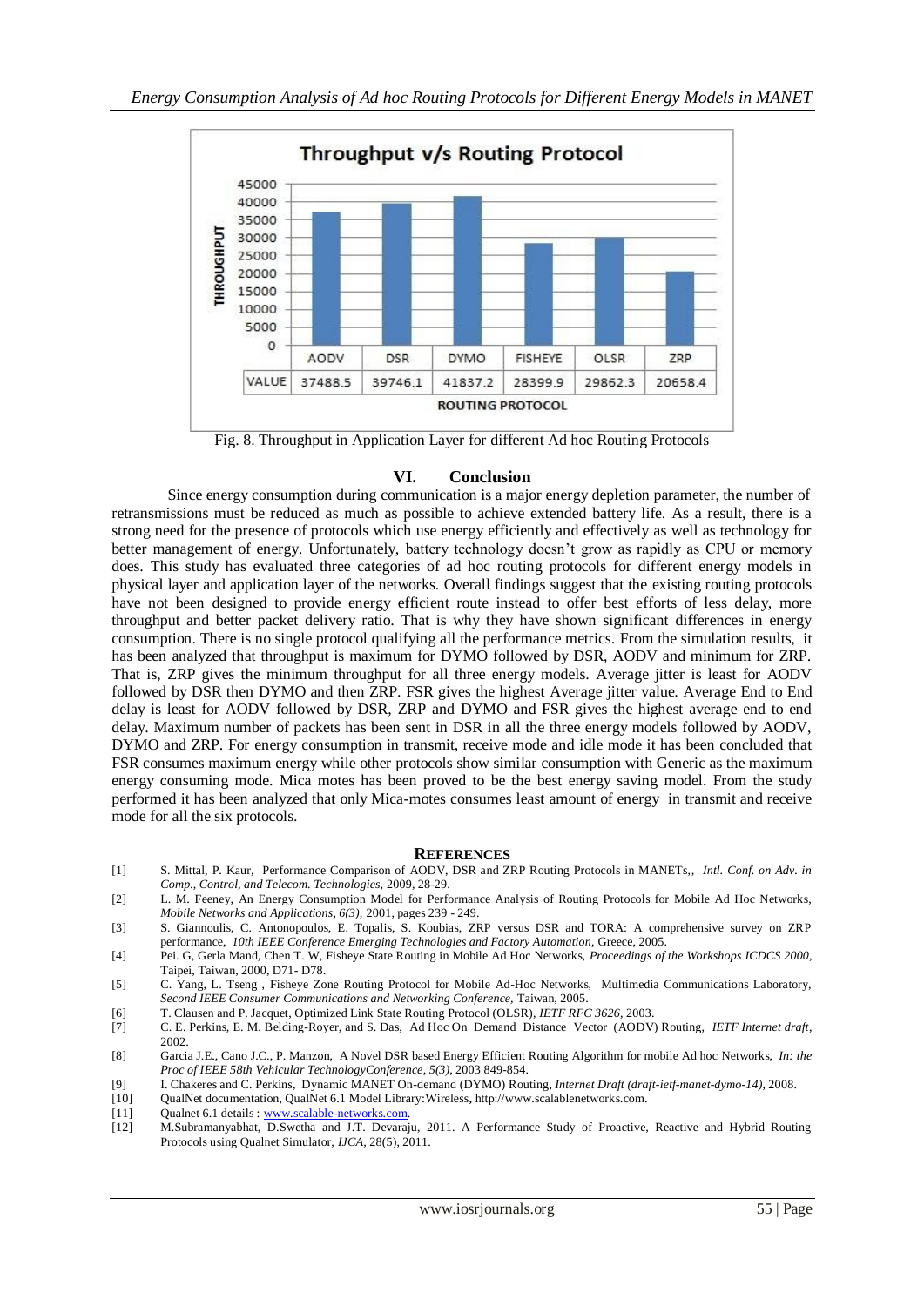Throughput v/s Routing Protocol

THROUGHPUT

45000
40000
35000
30000
25000
20000
15000
10000
5000
0

AODV DSR DYMO FISHEYE OLSR ZRP

VALUE 37488.5 39746.1 41837.2 28399.9 29862.3 20658.4

ROUTING PROTOCOL

Fig. 8. Throughput in Application Layer for different Ad hoc Routing Protocols

## VI. Conclusion

Since energy consumption during communication is a major energy depletion parameter, the number of retransmissions must be reduced as much as possible to achieve extended battery life. As a result, there is a strong need for the presence of protocols which use energy efficiently and effectively as well as technology for better management of energy. Unfortunately, battery technology doesn't grow as rapidly as CPU or memory does. This study has evaluated three categories of ad hoc routing protocols for different energy models in physical layer and application layer of the networks. Overall findings suggest that the existing routing protocols have not been designed to provide energy efficient route instead to offer best efforts of less delay, more throughput and better packet delivery ratio. That is why they have shown significant differences in energy consumption. There is no single protocol qualifying all the performance metrics. From the simulation results, it has been analyzed that throughput is maximum for DYMO followed by DSR, AODV and minimum for ZRP. That is, ZRP gives the minimum throughput for all three energy models. Average jitter is least for AODV followed by DSR then DYMO and then ZRP. FSR gives the highest Average jitter value. Average End to End delay is least for AODV followed by DSR, ZRP and DYMO and FSR gives the highest average end to end delay. Maximum number of packets has been sent in DSR in all the three energy models followed by AODV, DYMO and ZRP. For energy consumption in transmit, receive mode and idle mode it has been concluded that FSR consumes maximum energy while other protocols show similar consumption with Generic as the maximum energy consuming mode. Mica motes has been proved to be the best energy saving model. From the study performed it has been analyzed that only Mica-motes consumes least amount of energy in transmit and receive mode for all the six protocols.

## References

[1] S. Mittal, P. Kaur, Performance Comparison of AODV, DSR and ZRP Routing Protocols in MANETs,, *Intl. Conf. on Adv. in Comp., Control, and Telecom. Technologies,* 2009, 28-29.

[2] L. M. Feeney, An Energy Consumption Model for Performance Analysis of Routing Protocols for Mobile Ad Hoc Networks, *Mobile Networks and Applications, 6(3),* 2001, pages 239 - 249.

[3] S. Giannoulis, C. Antonopoulos, E. Topalis, S. Koubias, ZRP versus DSR and TORA: A comprehensive survey on ZRP performance, *10th IEEE Conference Emerging Technologies and Factory Automation,* Greece, 2005.

[4] Pei. G, Gerla Mand, Chen T. W, Fisheye State Routing in Mobile Ad Hoc Networks, *Proceedings of the Workshops ICDCS 2000,* Taipei, Taiwan, 2000, D71- D78.

[5] C. Yang, L. Tseng , Fisheye Zone Routing Protocol for Mobile Ad-Hoc Networks, Multimedia Communications Laboratory, *Second IEEE Consumer Communications and Networking Conference,* Taiwan, 2005.

[6] T. Clausen and P. Jacquet, Optimized Link State Routing Protocol (OLSR), *IETF RFC 3626,* 2003.

[7] C. E. Perkins, E. M. Belding-Royer, and S. Das, Ad Hoc On Demand Distance Vector (AODV) Routing, *IETF Internet draft,* 2002.

[8] Garcia J.E., Cano J.C., P. Manzon, A Novel DSR based Energy Efficient Routing Algorithm for mobile Ad hoc Networks, *In: the Proc of IEEE 58th Vehicular TechnologyConference, 5(3),* 2003 849-854.

[9] I. Chakeres and C. Perkins, Dynamic MANET On-demand (DYMO) Routing, *Internet Draft (draft-ietf-manet-dymo-14),* 2008.

[10] QualNet documentation, QualNet 6.1 Model Library:Wireless**,** http://www.scalablenetworks.com.

[11] Qualnet 6.1 details : www.scalable-networks.com.

[12] M.Subramanyabhat, D.Swetha and J.T. Devaraju, 2011. A Performance Study of Proactive, Reactive and Hybrid Routing Protocols using Qualnet Simulator, *IJCA,* 28(5), 2011.